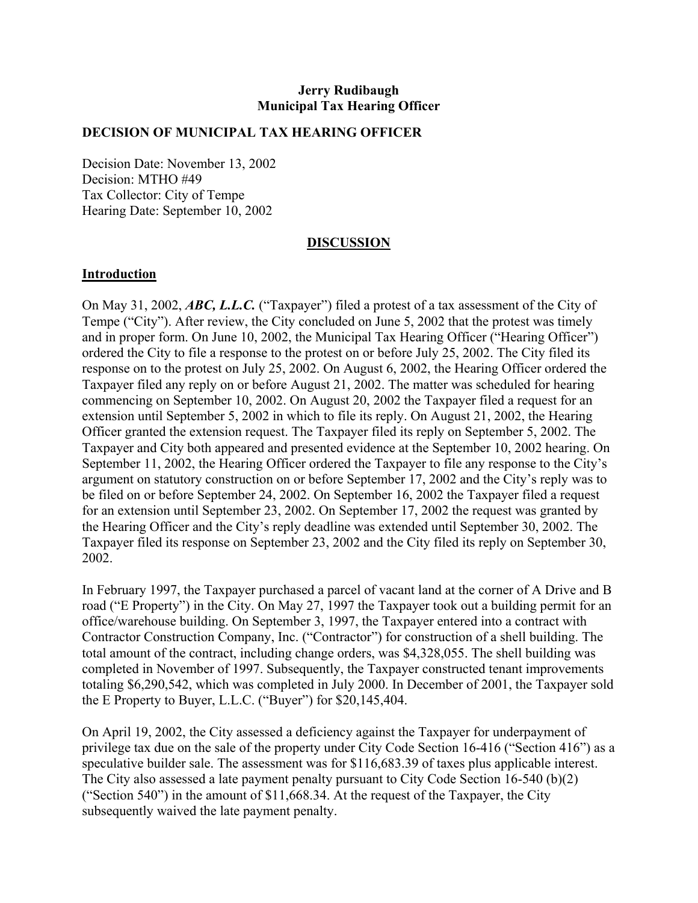**Jerry Rudibaugh**
**Municipal Tax Hearing Officer**

**DECISION OF MUNICIPAL TAX HEARING OFFICER**

Decision Date: November 13, 2002
Decision: MTHO #49
Tax Collector: City of Tempe
Hearing Date: September 10, 2002

## DISCUSSION

### Introduction

On May 31, 2002, ***ABC, L.L.C.*** ("Taxpayer") filed a protest of a tax assessment of the City of Tempe ("City"). After review, the City concluded on June 5, 2002 that the protest was timely and in proper form. On June 10, 2002, the Municipal Tax Hearing Officer ("Hearing Officer") ordered the City to file a response to the protest on or before July 25, 2002. The City filed its response on to the protest on July 25, 2002. On August 6, 2002, the Hearing Officer ordered the Taxpayer filed any reply on or before August 21, 2002. The matter was scheduled for hearing commencing on September 10, 2002. On August 20, 2002 the Taxpayer filed a request for an extension until September 5, 2002 in which to file its reply. On August 21, 2002, the Hearing Officer granted the extension request. The Taxpayer filed its reply on September 5, 2002. The Taxpayer and City both appeared and presented evidence at the September 10, 2002 hearing. On September 11, 2002, the Hearing Officer ordered the Taxpayer to file any response to the City's argument on statutory construction on or before September 17, 2002 and the City's reply was to be filed on or before September 24, 2002. On September 16, 2002 the Taxpayer filed a request for an extension until September 23, 2002. On September 17, 2002 the request was granted by the Hearing Officer and the City's reply deadline was extended until September 30, 2002. The Taxpayer filed its response on September 23, 2002 and the City filed its reply on September 30, 2002.

In February 1997, the Taxpayer purchased a parcel of vacant land at the corner of A Drive and B road ("E Property") in the City. On May 27, 1997 the Taxpayer took out a building permit for an office/warehouse building. On September 3, 1997, the Taxpayer entered into a contract with Contractor Construction Company, Inc. ("Contractor") for construction of a shell building. The total amount of the contract, including change orders, was $4,328,055. The shell building was completed in November of 1997. Subsequently, the Taxpayer constructed tenant improvements totaling $6,290,542, which was completed in July 2000. In December of 2001, the Taxpayer sold the E Property to Buyer, L.L.C. ("Buyer") for $20,145,404.

On April 19, 2002, the City assessed a deficiency against the Taxpayer for underpayment of privilege tax due on the sale of the property under City Code Section 16-416 ("Section 416") as a speculative builder sale. The assessment was for $116,683.39 of taxes plus applicable interest. The City also assessed a late payment penalty pursuant to City Code Section 16-540 (b)(2) ("Section 540") in the amount of $11,668.34. At the request of the Taxpayer, the City subsequently waived the late payment penalty.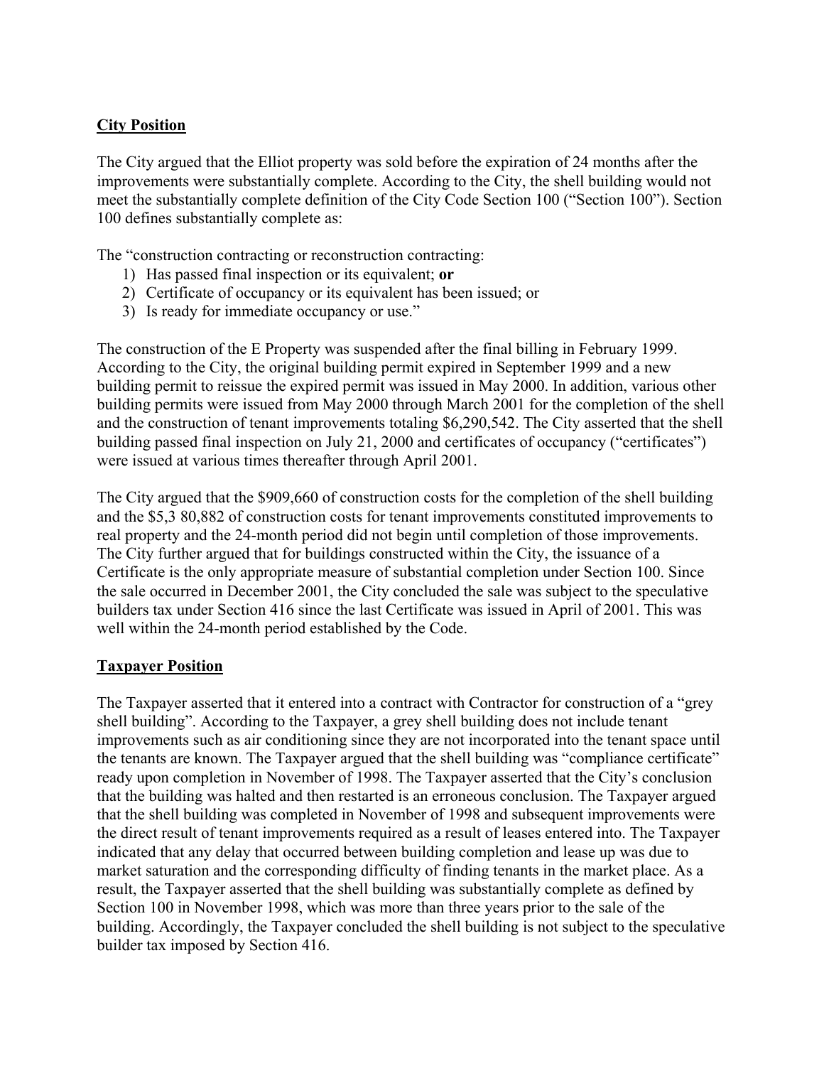**City Position**

The City argued that the Elliot property was sold before the expiration of 24 months after the improvements were substantially complete. According to the City, the shell building would not meet the substantially complete definition of the City Code Section 100 ("Section 100"). Section 100 defines substantially complete as:

The "construction contracting or reconstruction contracting:

1) Has passed final inspection or its equivalent; **or**
2) Certificate of occupancy or its equivalent has been issued; or
3) Is ready for immediate occupancy or use."

The construction of the E Property was suspended after the final billing in February 1999. According to the City, the original building permit expired in September 1999 and a new building permit to reissue the expired permit was issued in May 2000. In addition, various other building permits were issued from May 2000 through March 2001 for the completion of the shell and the construction of tenant improvements totaling $6,290,542. The City asserted that the shell building passed final inspection on July 21, 2000 and certificates of occupancy ("certificates") were issued at various times thereafter through April 2001.

The City argued that the $909,660 of construction costs for the completion of the shell building and the $5,3 80,882 of construction costs for tenant improvements constituted improvements to real property and the 24-month period did not begin until completion of those improvements. The City further argued that for buildings constructed within the City, the issuance of a Certificate is the only appropriate measure of substantial completion under Section 100. Since the sale occurred in December 2001, the City concluded the sale was subject to the speculative builders tax under Section 416 since the last Certificate was issued in April of 2001. This was well within the 24-month period established by the Code.

**Taxpayer Position**

The Taxpayer asserted that it entered into a contract with Contractor for construction of a "grey shell building". According to the Taxpayer, a grey shell building does not include tenant improvements such as air conditioning since they are not incorporated into the tenant space until the tenants are known. The Taxpayer argued that the shell building was "compliance certificate" ready upon completion in November of 1998. The Taxpayer asserted that the City's conclusion that the building was halted and then restarted is an erroneous conclusion. The Taxpayer argued that the shell building was completed in November of 1998 and subsequent improvements were the direct result of tenant improvements required as a result of leases entered into. The Taxpayer indicated that any delay that occurred between building completion and lease up was due to market saturation and the corresponding difficulty of finding tenants in the market place. As a result, the Taxpayer asserted that the shell building was substantially complete as defined by Section 100 in November 1998, which was more than three years prior to the sale of the building. Accordingly, the Taxpayer concluded the shell building is not subject to the speculative builder tax imposed by Section 416.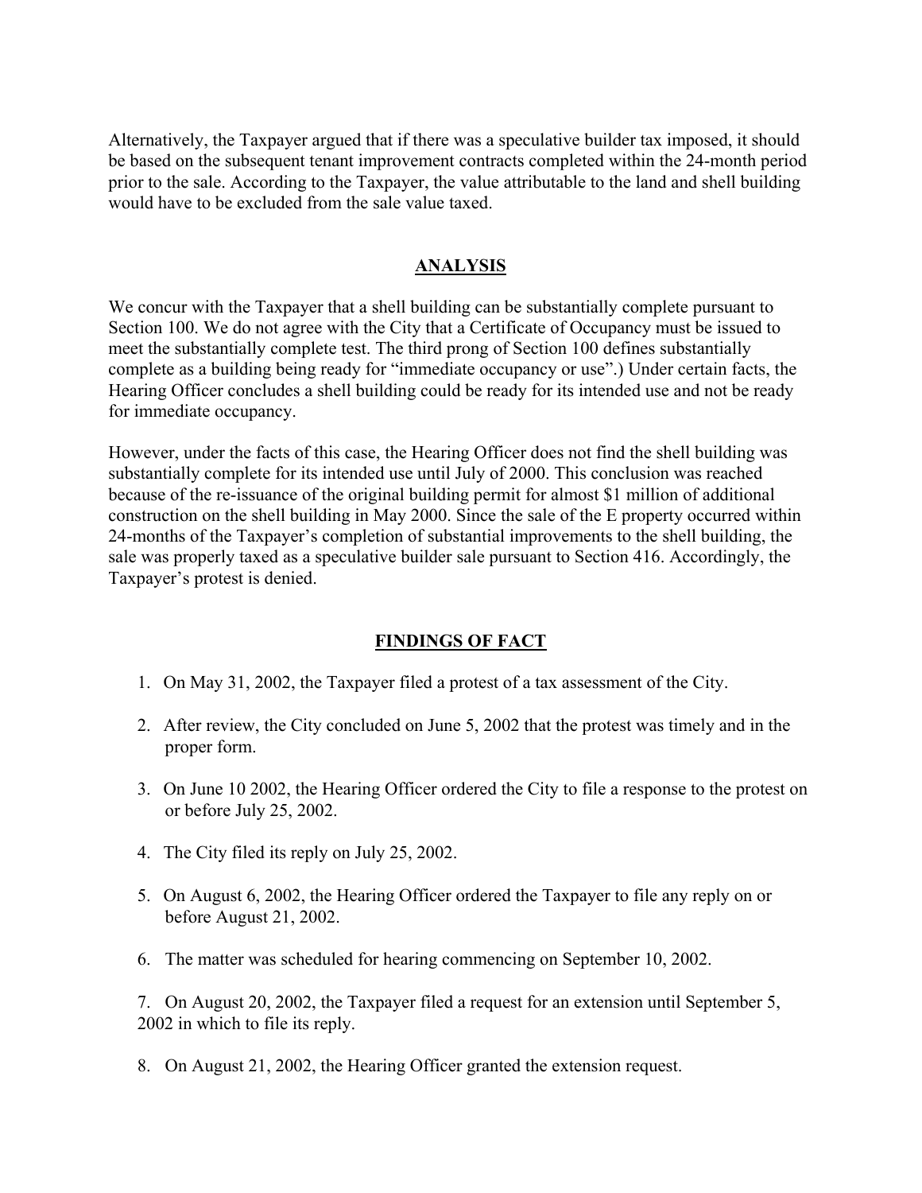Alternatively, the Taxpayer argued that if there was a speculative builder tax imposed, it should be based on the subsequent tenant improvement contracts completed within the 24-month period prior to the sale. According to the Taxpayer, the value attributable to the land and shell building would have to be excluded from the sale value taxed.

## ANALYSIS

We concur with the Taxpayer that a shell building can be substantially complete pursuant to Section 100. We do not agree with the City that a Certificate of Occupancy must be issued to meet the substantially complete test. The third prong of Section 100 defines substantially complete as a building being ready for "immediate occupancy or use".) Under certain facts, the Hearing Officer concludes a shell building could be ready for its intended use and not be ready for immediate occupancy.

However, under the facts of this case, the Hearing Officer does not find the shell building was substantially complete for its intended use until July of 2000. This conclusion was reached because of the re-issuance of the original building permit for almost $1 million of additional construction on the shell building in May 2000. Since the sale of the E property occurred within 24-months of the Taxpayer's completion of substantial improvements to the shell building, the sale was properly taxed as a speculative builder sale pursuant to Section 416. Accordingly, the Taxpayer's protest is denied.

## FINDINGS OF FACT

1. On May 31, 2002, the Taxpayer filed a protest of a tax assessment of the City.
2. After review, the City concluded on June 5, 2002 that the protest was timely and in the proper form.
3. On June 10 2002, the Hearing Officer ordered the City to file a response to the protest on or before July 25, 2002.
4. The City filed its reply on July 25, 2002.
5. On August 6, 2002, the Hearing Officer ordered the Taxpayer to file any reply on or before August 21, 2002.
6. The matter was scheduled for hearing commencing on September 10, 2002.
7. On August 20, 2002, the Taxpayer filed a request for an extension until September 5, 2002 in which to file its reply.
8. On August 21, 2002, the Hearing Officer granted the extension request.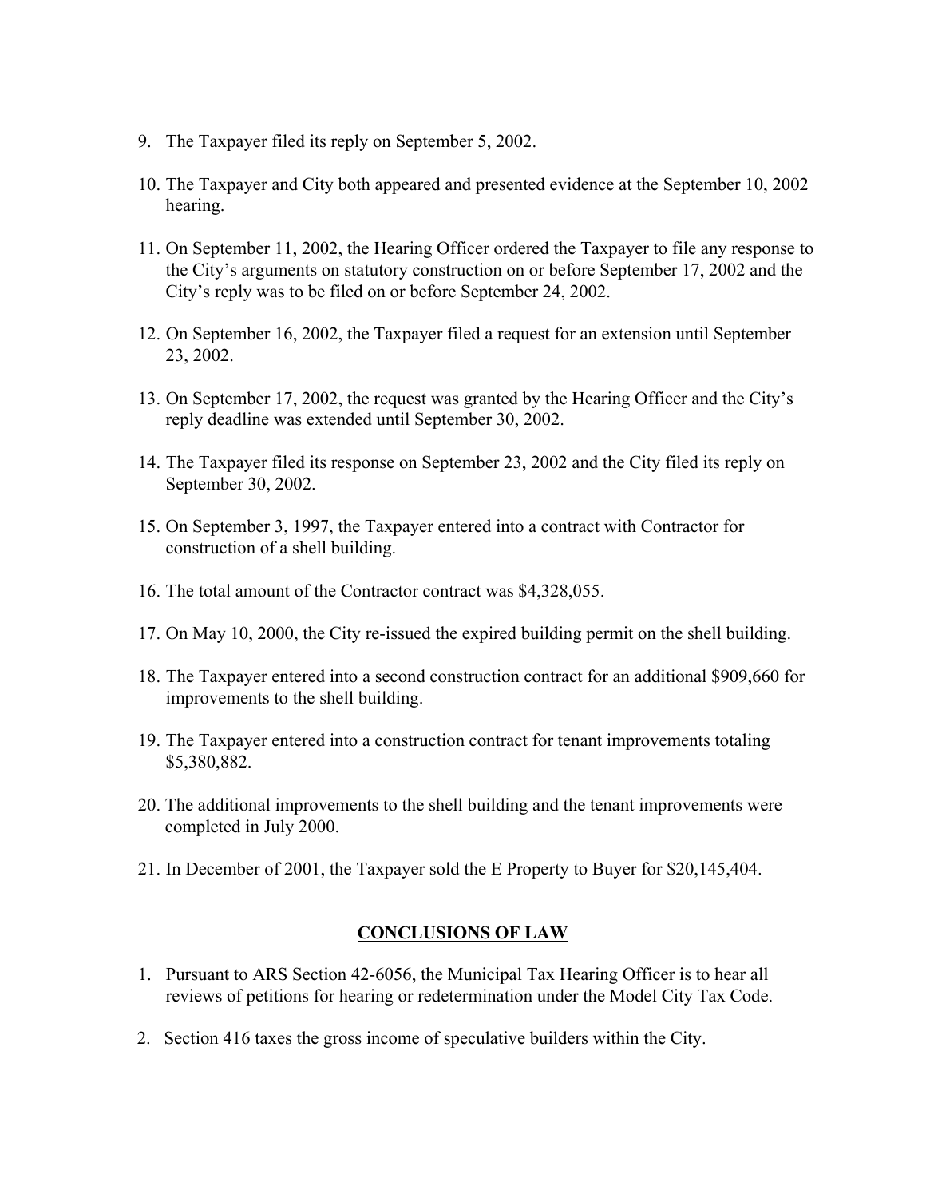9. The Taxpayer filed its reply on September 5, 2002.

10. The Taxpayer and City both appeared and presented evidence at the September 10, 2002 hearing.

11. On September 11, 2002, the Hearing Officer ordered the Taxpayer to file any response to the City's arguments on statutory construction on or before September 17, 2002 and the City's reply was to be filed on or before September 24, 2002.

12. On September 16, 2002, the Taxpayer filed a request for an extension until September 23, 2002.

13. On September 17, 2002, the request was granted by the Hearing Officer and the City's reply deadline was extended until September 30, 2002.

14. The Taxpayer filed its response on September 23, 2002 and the City filed its reply on September 30, 2002.

15. On September 3, 1997, the Taxpayer entered into a contract with Contractor for construction of a shell building.

16. The total amount of the Contractor contract was $4,328,055.

17. On May 10, 2000, the City re-issued the expired building permit on the shell building.

18. The Taxpayer entered into a second construction contract for an additional $909,660 for improvements to the shell building.

19. The Taxpayer entered into a construction contract for tenant improvements totaling $5,380,882.

20. The additional improvements to the shell building and the tenant improvements were completed in July 2000.

21. In December of 2001, the Taxpayer sold the E Property to Buyer for $20,145,404.

## CONCLUSIONS OF LAW

1. Pursuant to ARS Section 42-6056, the Municipal Tax Hearing Officer is to hear all reviews of petitions for hearing or redetermination under the Model City Tax Code.

2. Section 416 taxes the gross income of speculative builders within the City.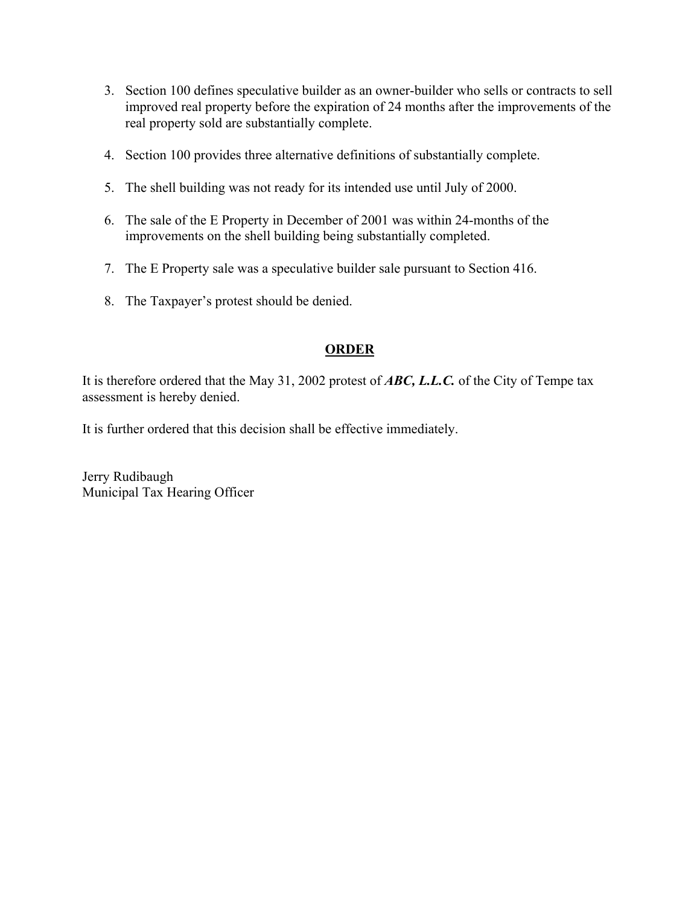3. Section 100 defines speculative builder as an owner-builder who sells or contracts to sell improved real property before the expiration of 24 months after the improvements of the real property sold are substantially complete.

4. Section 100 provides three alternative definitions of substantially complete.

5. The shell building was not ready for its intended use until July of 2000.

6. The sale of the E Property in December of 2001 was within 24-months of the improvements on the shell building being substantially completed.

7. The E Property sale was a speculative builder sale pursuant to Section 416.

8. The Taxpayer's protest should be denied.

## ORDER

It is therefore ordered that the May 31, 2002 protest of ***ABC, L.L.C.*** of the City of Tempe tax assessment is hereby denied.

It is further ordered that this decision shall be effective immediately.

Jerry Rudibaugh
Municipal Tax Hearing Officer